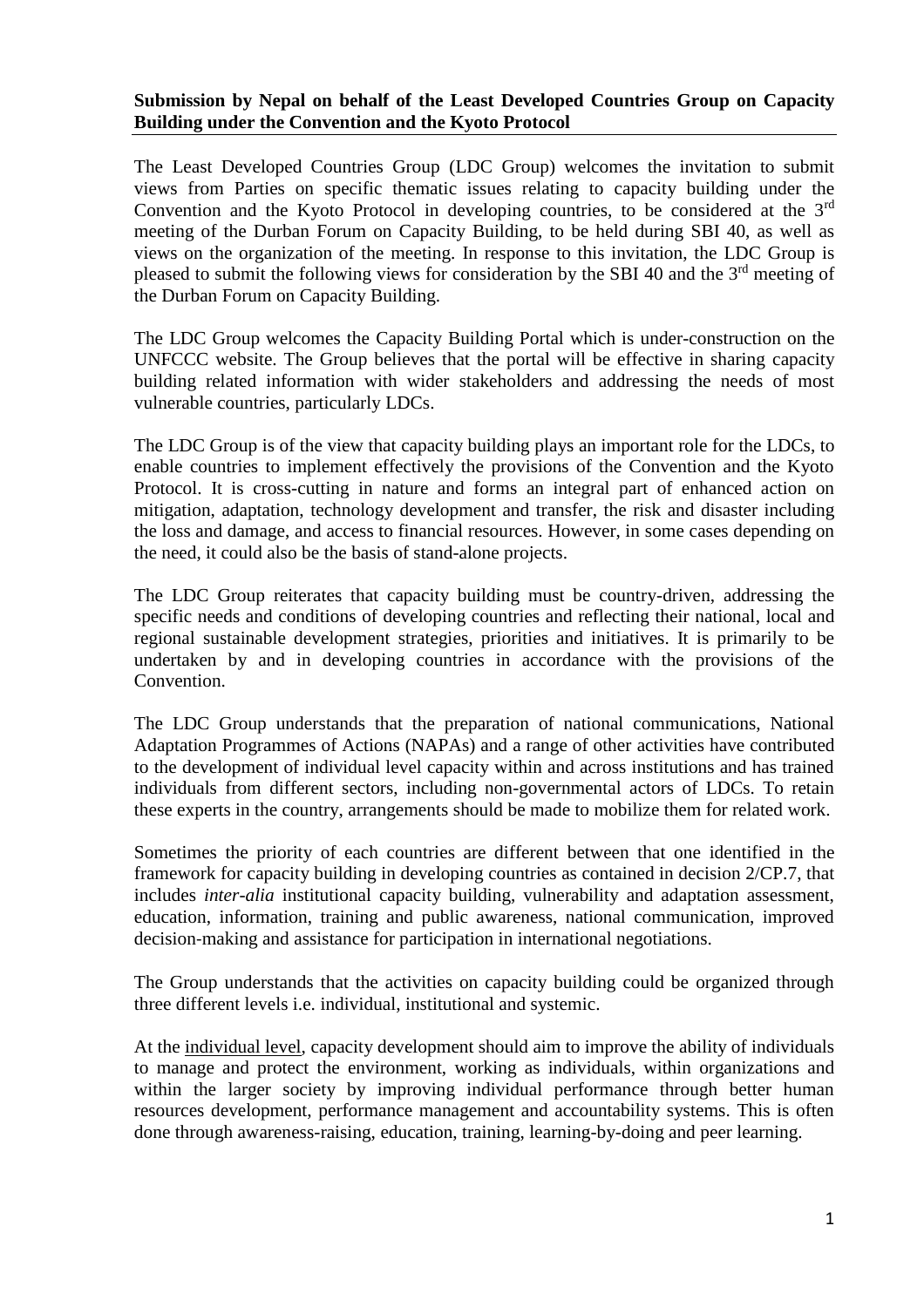**Submission by Nepal on behalf of the Least Developed Countries Group on Capacity Building under the Convention and the Kyoto Protocol**

The Least Developed Countries Group (LDC Group) welcomes the invitation to submit views from Parties on specific thematic issues relating to capacity building under the Convention and the Kyoto Protocol in developing countries, to be considered at the 3rd meeting of the Durban Forum on Capacity Building, to be held during SBI 40, as well as views on the organization of the meeting. In response to this invitation, the LDC Group is pleased to submit the following views for consideration by the SBI 40 and the 3rd meeting of the Durban Forum on Capacity Building.

The LDC Group welcomes the Capacity Building Portal which is under-construction on the UNFCCC website. The Group believes that the portal will be effective in sharing capacity building related information with wider stakeholders and addressing the needs of most vulnerable countries, particularly LDCs.

The LDC Group is of the view that capacity building plays an important role for the LDCs, to enable countries to implement effectively the provisions of the Convention and the Kyoto Protocol. It is cross-cutting in nature and forms an integral part of enhanced action on mitigation, adaptation, technology development and transfer, the risk and disaster including the loss and damage, and access to financial resources. However, in some cases depending on the need, it could also be the basis of stand-alone projects.

The LDC Group reiterates that capacity building must be country-driven, addressing the specific needs and conditions of developing countries and reflecting their national, local and regional sustainable development strategies, priorities and initiatives. It is primarily to be undertaken by and in developing countries in accordance with the provisions of the Convention.

The LDC Group understands that the preparation of national communications, National Adaptation Programmes of Actions (NAPAs) and a range of other activities have contributed to the development of individual level capacity within and across institutions and has trained individuals from different sectors, including non-governmental actors of LDCs. To retain these experts in the country, arrangements should be made to mobilize them for related work.

Sometimes the priority of each countries are different between that one identified in the framework for capacity building in developing countries as contained in decision 2/CP.7, that includes *inter-alia* institutional capacity building, vulnerability and adaptation assessment, education, information, training and public awareness, national communication, improved decision-making and assistance for participation in international negotiations.

The Group understands that the activities on capacity building could be organized through three different levels i.e. individual, institutional and systemic.

At the individual level, capacity development should aim to improve the ability of individuals to manage and protect the environment, working as individuals, within organizations and within the larger society by improving individual performance through better human resources development, performance management and accountability systems. This is often done through awareness-raising, education, training, learning-by-doing and peer learning.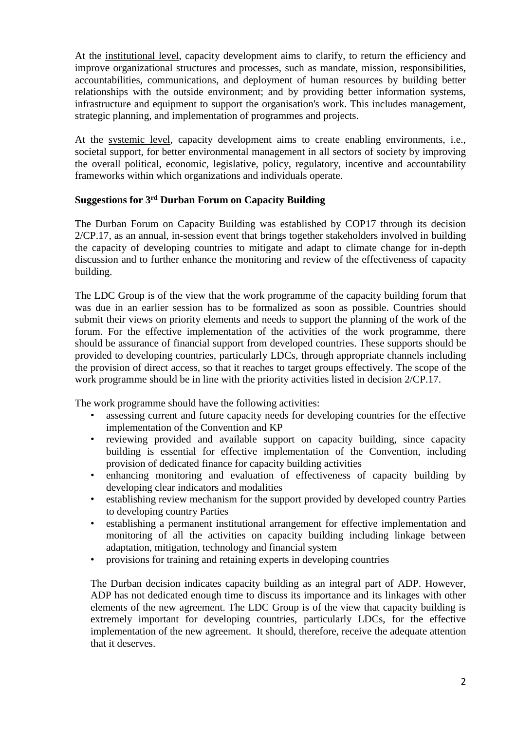At the institutional level, capacity development aims to clarify, to return the efficiency and improve organizational structures and processes, such as mandate, mission, responsibilities, accountabilities, communications, and deployment of human resources by building better relationships with the outside environment; and by providing better information systems, infrastructure and equipment to support the organisation's work. This includes management, strategic planning, and implementation of programmes and projects.

At the systemic level, capacity development aims to create enabling environments, i.e., societal support, for better environmental management in all sectors of society by improving the overall political, economic, legislative, policy, regulatory, incentive and accountability frameworks within which organizations and individuals operate.

**Suggestions for 3rd Durban Forum on Capacity Building**

The Durban Forum on Capacity Building was established by COP17 through its decision 2/CP.17, as an annual, in-session event that brings together stakeholders involved in building the capacity of developing countries to mitigate and adapt to climate change for in-depth discussion and to further enhance the monitoring and review of the effectiveness of capacity building.

The LDC Group is of the view that the work programme of the capacity building forum that was due in an earlier session has to be formalized as soon as possible. Countries should submit their views on priority elements and needs to support the planning of the work of the forum. For the effective implementation of the activities of the work programme, there should be assurance of financial support from developed countries. These supports should be provided to developing countries, particularly LDCs, through appropriate channels including the provision of direct access, so that it reaches to target groups effectively. The scope of the work programme should be in line with the priority activities listed in decision 2/CP.17.

The work programme should have the following activities:

- assessing current and future capacity needs for developing countries for the effective implementation of the Convention and KP
- reviewing provided and available support on capacity building, since capacity building is essential for effective implementation of the Convention, including provision of dedicated finance for capacity building activities
- enhancing monitoring and evaluation of effectiveness of capacity building by developing clear indicators and modalities
- establishing review mechanism for the support provided by developed country Parties to developing country Parties
- establishing a permanent institutional arrangement for effective implementation and monitoring of all the activities on capacity building including linkage between adaptation, mitigation, technology and financial system
- provisions for training and retaining experts in developing countries

The Durban decision indicates capacity building as an integral part of ADP. However, ADP has not dedicated enough time to discuss its importance and its linkages with other elements of the new agreement. The LDC Group is of the view that capacity building is extremely important for developing countries, particularly LDCs, for the effective implementation of the new agreement. It should, therefore, receive the adequate attention that it deserves.